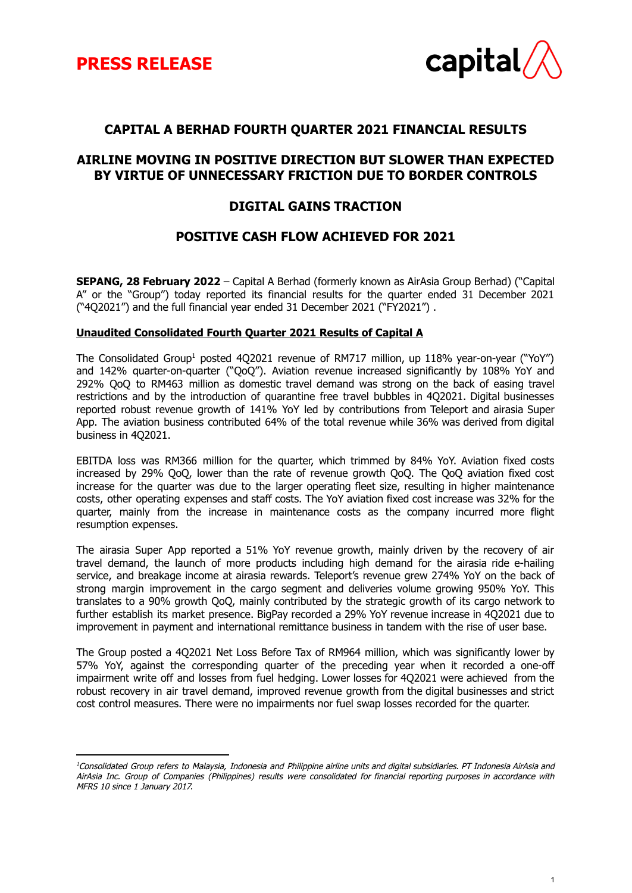**PRESS RELEASE**

capital

## CAPITAL A BERHAD FOURTH QUARTER 2021 FINANCIAL RESULTS

## AIRLINE MOVING IN POSITIVE DIRECTION BUT SLOWER THAN EXPECTED BY VIRTUE OF UNNECESSARY FRICTION DUE TO BORDER CONTROLS

## DIGITAL GAINS TRACTION

## POSITIVE CASH FLOW ACHIEVED FOR 2021

**SEPANG, 28 February 2022** – Capital A Berhad (formerly known as AirAsia Group Berhad) ("Capital A" or the "Group") today reported its financial results for the quarter ended 31 December 2021 ("4Q2021") and the full financial year ended 31 December 2021 ("FY2021") .

**Unaudited Consolidated Fourth Quarter 2021 Results of Capital A**

The Consolidated Group[1] posted 4Q2021 revenue of RM717 million, up 118% year-on-year ("YoY") and 142% quarter-on-quarter ("QoQ"). Aviation revenue increased significantly by 108% YoY and 292% QoQ to RM463 million as domestic travel demand was strong on the back of easing travel restrictions and by the introduction of quarantine free travel bubbles in 4Q2021. Digital businesses reported robust revenue growth of 141% YoY led by contributions from Teleport and airasia Super App. The aviation business contributed 64% of the total revenue while 36% was derived from digital business in 4Q2021.

EBITDA loss was RM366 million for the quarter, which trimmed by 84% YoY. Aviation fixed costs increased by 29% QoQ, lower than the rate of revenue growth QoQ. The QoQ aviation fixed cost increase for the quarter was due to the larger operating fleet size, resulting in higher maintenance costs, other operating expenses and staff costs. The YoY aviation fixed cost increase was 32% for the quarter, mainly from the increase in maintenance costs as the company incurred more flight resumption expenses.

The airasia Super App reported a 51% YoY revenue growth, mainly driven by the recovery of air travel demand, the launch of more products including high demand for the airasia ride e-hailing service, and breakage income at airasia rewards. Teleport's revenue grew 274% YoY on the back of strong margin improvement in the cargo segment and deliveries volume growing 950% YoY. This translates to a 90% growth QoQ, mainly contributed by the strategic growth of its cargo network to further establish its market presence. BigPay recorded a 29% YoY revenue increase in 4Q2021 due to improvement in payment and international remittance business in tandem with the rise of user base.

The Group posted a 4Q2021 Net Loss Before Tax of RM964 million, which was significantly lower by 57% YoY, against the corresponding quarter of the preceding year when it recorded a one-off impairment write off and losses from fuel hedging. Lower losses for 4Q2021 were achieved from the robust recovery in air travel demand, improved revenue growth from the digital businesses and strict cost control measures. There were no impairments nor fuel swap losses recorded for the quarter.

---

[1] *Consolidated Group refers to Malaysia, Indonesia and Philippine airline units and digital subsidiaries. PT Indonesia AirAsia and AirAsia Inc. Group of Companies (Philippines) results were consolidated for financial reporting purposes in accordance with MFRS 10 since 1 January 2017.*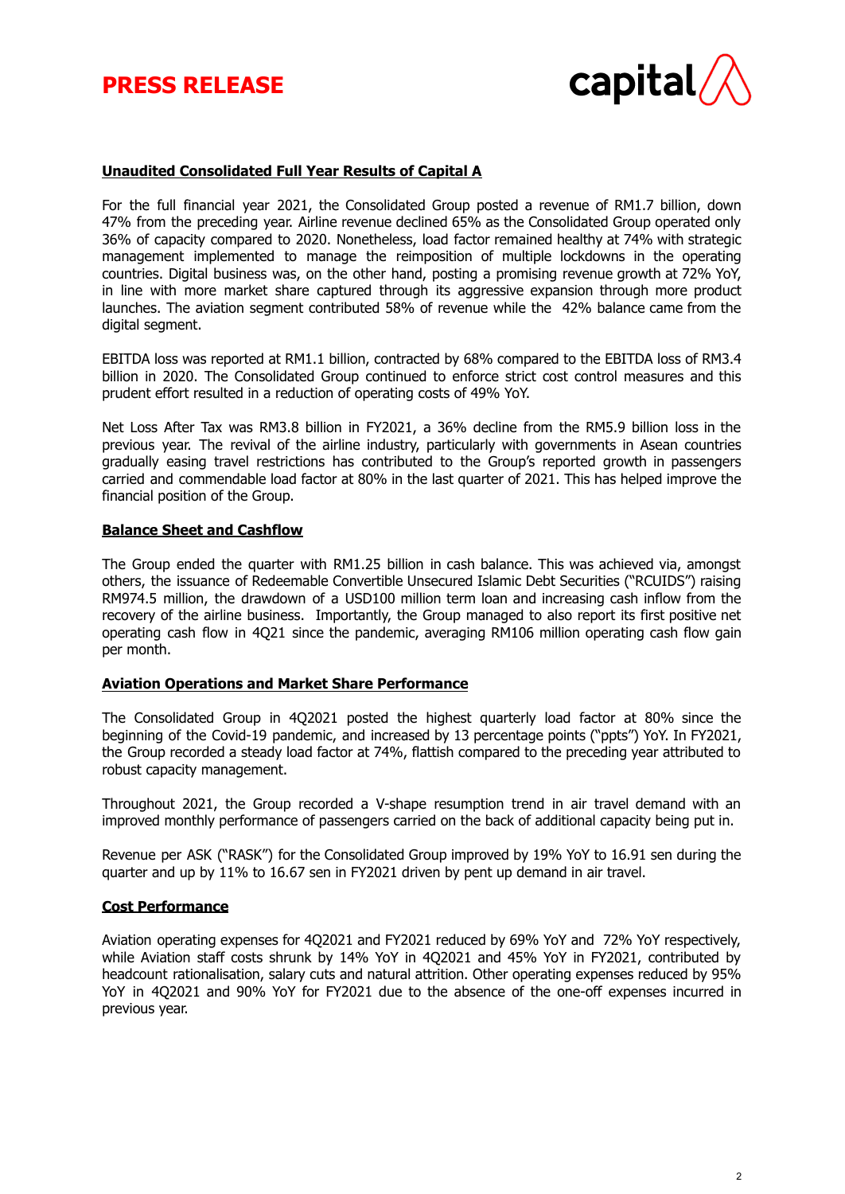# PRESS RELEASE

## Unaudited Consolidated Full Year Results of Capital A

For the full financial year 2021, the Consolidated Group posted a revenue of RM1.7 billion, down 47% from the preceding year. Airline revenue declined 65% as the Consolidated Group operated only 36% of capacity compared to 2020. Nonetheless, load factor remained healthy at 74% with strategic management implemented to manage the reimposition of multiple lockdowns in the operating countries. Digital business was, on the other hand, posting a promising revenue growth at 72% YoY, in line with more market share captured through its aggressive expansion through more product launches. The aviation segment contributed 58% of revenue while the 42% balance came from the digital segment.

EBITDA loss was reported at RM1.1 billion, contracted by 68% compared to the EBITDA loss of RM3.4 billion in 2020. The Consolidated Group continued to enforce strict cost control measures and this prudent effort resulted in a reduction of operating costs of 49% YoY.

Net Loss After Tax was RM3.8 billion in FY2021, a 36% decline from the RM5.9 billion loss in the previous year. The revival of the airline industry, particularly with governments in Asean countries gradually easing travel restrictions has contributed to the Group's reported growth in passengers carried and commendable load factor at 80% in the last quarter of 2021. This has helped improve the financial position of the Group.

## Balance Sheet and Cashflow

The Group ended the quarter with RM1.25 billion in cash balance. This was achieved via, amongst others, the issuance of Redeemable Convertible Unsecured Islamic Debt Securities ("RCUIDS") raising RM974.5 million, the drawdown of a USD100 million term loan and increasing cash inflow from the recovery of the airline business. Importantly, the Group managed to also report its first positive net operating cash flow in 4Q21 since the pandemic, averaging RM106 million operating cash flow gain per month.

## Aviation Operations and Market Share Performance

The Consolidated Group in 4Q2021 posted the highest quarterly load factor at 80% since the beginning of the Covid-19 pandemic, and increased by 13 percentage points ("ppts") YoY. In FY2021, the Group recorded a steady load factor at 74%, flattish compared to the preceding year attributed to robust capacity management.

Throughout 2021, the Group recorded a V-shape resumption trend in air travel demand with an improved monthly performance of passengers carried on the back of additional capacity being put in.

Revenue per ASK ("RASK") for the Consolidated Group improved by 19% YoY to 16.91 sen during the quarter and up by 11% to 16.67 sen in FY2021 driven by pent up demand in air travel.

## Cost Performance

Aviation operating expenses for 4Q2021 and FY2021 reduced by 69% YoY and 72% YoY respectively, while Aviation staff costs shrunk by 14% YoY in 4Q2021 and 45% YoY in FY2021, contributed by headcount rationalisation, salary cuts and natural attrition. Other operating expenses reduced by 95% YoY in 4Q2021 and 90% YoY for FY2021 due to the absence of the one-off expenses incurred in previous year.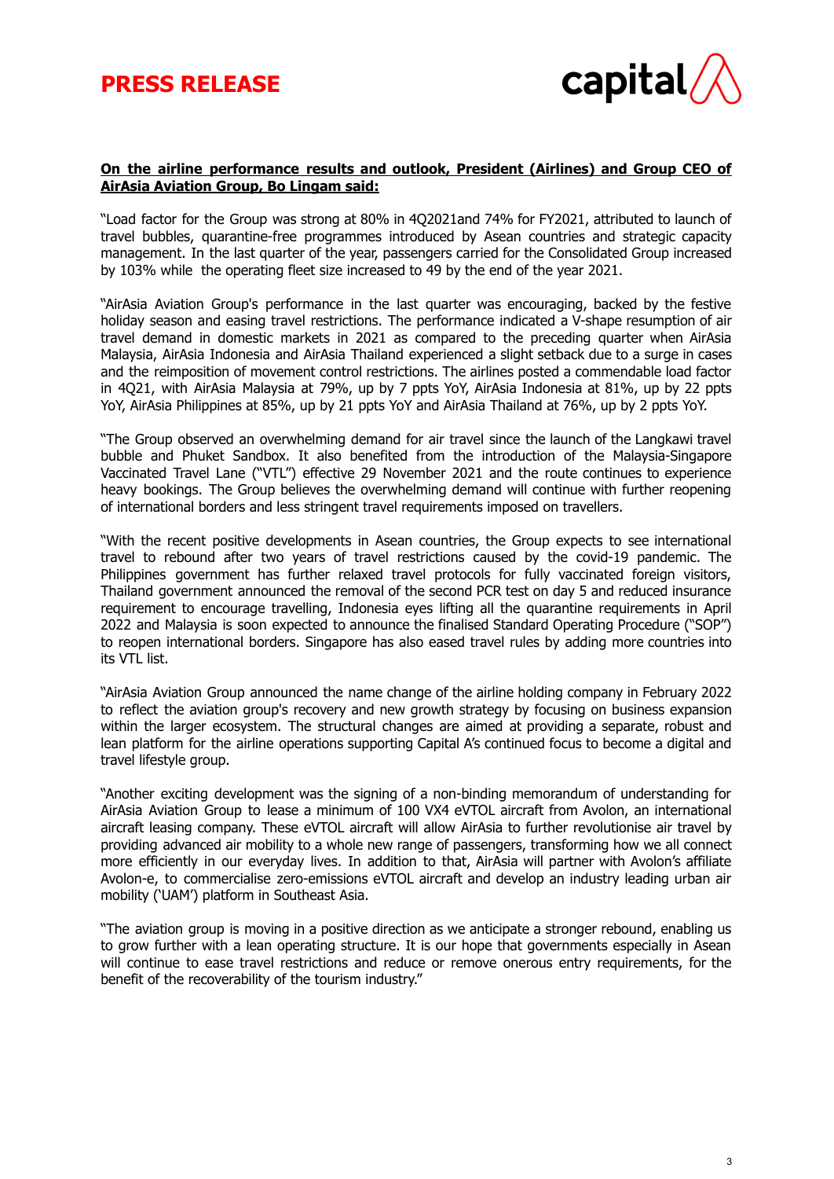**On the airline performance results and outlook, President (Airlines) and Group CEO of AirAsia Aviation Group, Bo Lingam said:**

"Load factor for the Group was strong at 80% in 4Q2021and 74% for FY2021, attributed to launch of travel bubbles, quarantine-free programmes introduced by Asean countries and strategic capacity management. In the last quarter of the year, passengers carried for the Consolidated Group increased by 103% while the operating fleet size increased to 49 by the end of the year 2021.

"AirAsia Aviation Group's performance in the last quarter was encouraging, backed by the festive holiday season and easing travel restrictions. The performance indicated a V-shape resumption of air travel demand in domestic markets in 2021 as compared to the preceding quarter when AirAsia Malaysia, AirAsia Indonesia and AirAsia Thailand experienced a slight setback due to a surge in cases and the reimposition of movement control restrictions. The airlines posted a commendable load factor in 4Q21, with AirAsia Malaysia at 79%, up by 7 ppts YoY, AirAsia Indonesia at 81%, up by 22 ppts YoY, AirAsia Philippines at 85%, up by 21 ppts YoY and AirAsia Thailand at 76%, up by 2 ppts YoY.

"The Group observed an overwhelming demand for air travel since the launch of the Langkawi travel bubble and Phuket Sandbox. It also benefited from the introduction of the Malaysia-Singapore Vaccinated Travel Lane ("VTL") effective 29 November 2021 and the route continues to experience heavy bookings. The Group believes the overwhelming demand will continue with further reopening of international borders and less stringent travel requirements imposed on travellers.

"With the recent positive developments in Asean countries, the Group expects to see international travel to rebound after two years of travel restrictions caused by the covid-19 pandemic. The Philippines government has further relaxed travel protocols for fully vaccinated foreign visitors, Thailand government announced the removal of the second PCR test on day 5 and reduced insurance requirement to encourage travelling, Indonesia eyes lifting all the quarantine requirements in April 2022 and Malaysia is soon expected to announce the finalised Standard Operating Procedure ("SOP") to reopen international borders. Singapore has also eased travel rules by adding more countries into its VTL list.

"AirAsia Aviation Group announced the name change of the airline holding company in February 2022 to reflect the aviation group's recovery and new growth strategy by focusing on business expansion within the larger ecosystem. The structural changes are aimed at providing a separate, robust and lean platform for the airline operations supporting Capital A's continued focus to become a digital and travel lifestyle group.

"Another exciting development was the signing of a non-binding memorandum of understanding for AirAsia Aviation Group to lease a minimum of 100 VX4 eVTOL aircraft from Avolon, an international aircraft leasing company. These eVTOL aircraft will allow AirAsia to further revolutionise air travel by providing advanced air mobility to a whole new range of passengers, transforming how we all connect more efficiently in our everyday lives. In addition to that, AirAsia will partner with Avolon's affiliate Avolon-e, to commercialise zero-emissions eVTOL aircraft and develop an industry leading urban air mobility ('UAM') platform in Southeast Asia.

"The aviation group is moving in a positive direction as we anticipate a stronger rebound, enabling us to grow further with a lean operating structure. It is our hope that governments especially in Asean will continue to ease travel restrictions and reduce or remove onerous entry requirements, for the benefit of the recoverability of the tourism industry."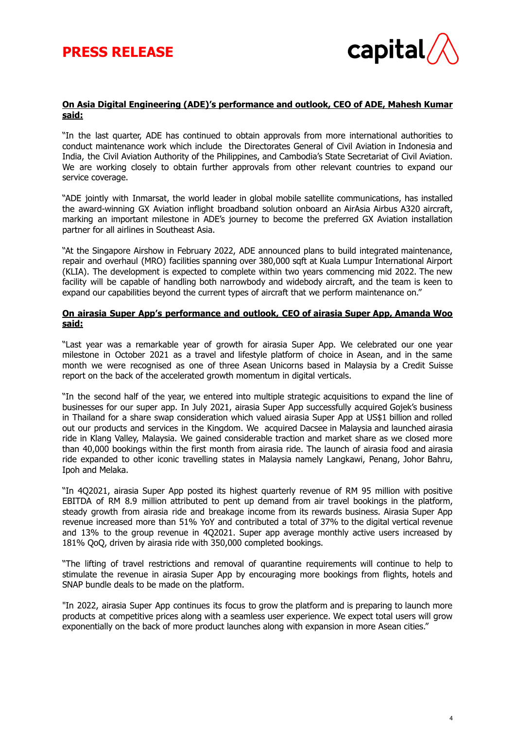**On Asia Digital Engineering (ADE)'s performance and outlook, CEO of ADE, Mahesh Kumar said:**

"In the last quarter, ADE has continued to obtain approvals from more international authorities to conduct maintenance work which include the Directorates General of Civil Aviation in Indonesia and India, the Civil Aviation Authority of the Philippines, and Cambodia's State Secretariat of Civil Aviation. We are working closely to obtain further approvals from other relevant countries to expand our service coverage.

"ADE jointly with Inmarsat, the world leader in global mobile satellite communications, has installed the award-winning GX Aviation inflight broadband solution onboard an AirAsia Airbus A320 aircraft, marking an important milestone in ADE's journey to become the preferred GX Aviation installation partner for all airlines in Southeast Asia.

"At the Singapore Airshow in February 2022, ADE announced plans to build integrated maintenance, repair and overhaul (MRO) facilities spanning over 380,000 sqft at Kuala Lumpur International Airport (KLIA). The development is expected to complete within two years commencing mid 2022. The new facility will be capable of handling both narrowbody and widebody aircraft, and the team is keen to expand our capabilities beyond the current types of aircraft that we perform maintenance on."

**On airasia Super App's performance and outlook, CEO of airasia Super App, Amanda Woo said:**

"Last year was a remarkable year of growth for airasia Super App. We celebrated our one year milestone in October 2021 as a travel and lifestyle platform of choice in Asean, and in the same month we were recognised as one of three Asean Unicorns based in Malaysia by a Credit Suisse report on the back of the accelerated growth momentum in digital verticals.

"In the second half of the year, we entered into multiple strategic acquisitions to expand the line of businesses for our super app. In July 2021, airasia Super App successfully acquired Gojek's business in Thailand for a share swap consideration which valued airasia Super App at US$1 billion and rolled out our products and services in the Kingdom. We acquired Dacsee in Malaysia and launched airasia ride in Klang Valley, Malaysia. We gained considerable traction and market share as we closed more than 40,000 bookings within the first month from airasia ride. The launch of airasia food and airasia ride expanded to other iconic travelling states in Malaysia namely Langkawi, Penang, Johor Bahru, Ipoh and Melaka.

"In 4Q2021, airasia Super App posted its highest quarterly revenue of RM 95 million with positive EBITDA of RM 8.9 million attributed to pent up demand from air travel bookings in the platform, steady growth from airasia ride and breakage income from its rewards business. Airasia Super App revenue increased more than 51% YoY and contributed a total of 37% to the digital vertical revenue and 13% to the group revenue in 4Q2021. Super app average monthly active users increased by 181% QoQ, driven by airasia ride with 350,000 completed bookings.

"The lifting of travel restrictions and removal of quarantine requirements will continue to help to stimulate the revenue in airasia Super App by encouraging more bookings from flights, hotels and SNAP bundle deals to be made on the platform.

"In 2022, airasia Super App continues its focus to grow the platform and is preparing to launch more products at competitive prices along with a seamless user experience. We expect total users will grow exponentially on the back of more product launches along with expansion in more Asean cities."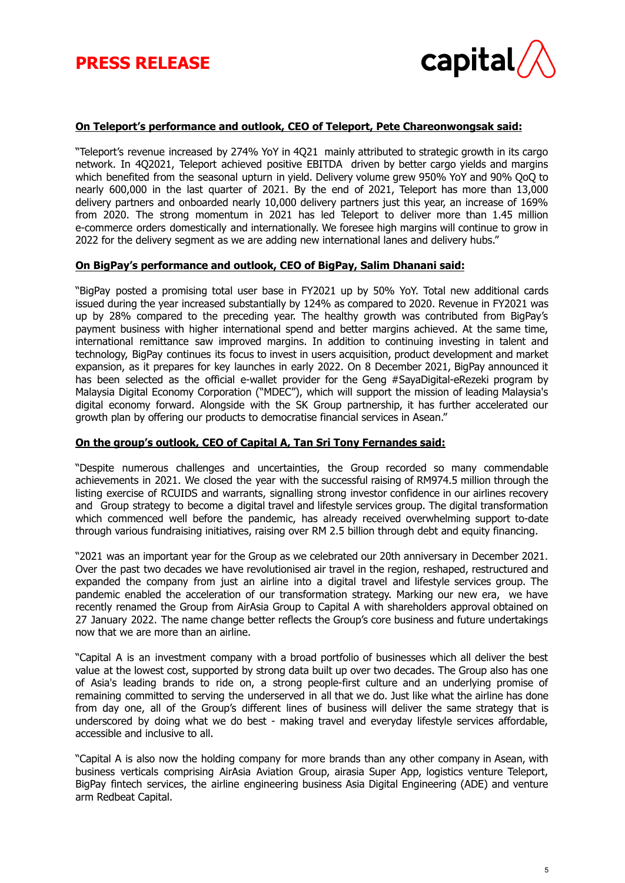**On Teleport's performance and outlook, CEO of Teleport, Pete Chareonwongsak said:**

"Teleport's revenue increased by 274% YoY in 4Q21 mainly attributed to strategic growth in its cargo network. In 4Q2021, Teleport achieved positive EBITDA driven by better cargo yields and margins which benefited from the seasonal upturn in yield. Delivery volume grew 950% YoY and 90% QoQ to nearly 600,000 in the last quarter of 2021. By the end of 2021, Teleport has more than 13,000 delivery partners and onboarded nearly 10,000 delivery partners just this year, an increase of 169% from 2020. The strong momentum in 2021 has led Teleport to deliver more than 1.45 million e-commerce orders domestically and internationally. We foresee high margins will continue to grow in 2022 for the delivery segment as we are adding new international lanes and delivery hubs."

**On BigPay's performance and outlook, CEO of BigPay, Salim Dhanani said:**

"BigPay posted a promising total user base in FY2021 up by 50% YoY. Total new additional cards issued during the year increased substantially by 124% as compared to 2020. Revenue in FY2021 was up by 28% compared to the preceding year. The healthy growth was contributed from BigPay's payment business with higher international spend and better margins achieved. At the same time, international remittance saw improved margins. In addition to continuing investing in talent and technology, BigPay continues its focus to invest in users acquisition, product development and market expansion, as it prepares for key launches in early 2022. On 8 December 2021, BigPay announced it has been selected as the official e-wallet provider for the Geng #SayaDigital-eRezeki program by Malaysia Digital Economy Corporation ("MDEC"), which will support the mission of leading Malaysia's digital economy forward. Alongside with the SK Group partnership, it has further accelerated our growth plan by offering our products to democratise financial services in Asean."

**On the group's outlook, CEO of Capital A, Tan Sri Tony Fernandes said:**

"Despite numerous challenges and uncertainties, the Group recorded so many commendable achievements in 2021. We closed the year with the successful raising of RM974.5 million through the listing exercise of RCUIDS and warrants, signalling strong investor confidence in our airlines recovery and Group strategy to become a digital travel and lifestyle services group. The digital transformation which commenced well before the pandemic, has already received overwhelming support to-date through various fundraising initiatives, raising over RM 2.5 billion through debt and equity financing.

"2021 was an important year for the Group as we celebrated our 20th anniversary in December 2021. Over the past two decades we have revolutionised air travel in the region, reshaped, restructured and expanded the company from just an airline into a digital travel and lifestyle services group. The pandemic enabled the acceleration of our transformation strategy. Marking our new era, we have recently renamed the Group from AirAsia Group to Capital A with shareholders approval obtained on 27 January 2022. The name change better reflects the Group's core business and future undertakings now that we are more than an airline.

"Capital A is an investment company with a broad portfolio of businesses which all deliver the best value at the lowest cost, supported by strong data built up over two decades. The Group also has one of Asia's leading brands to ride on, a strong people-first culture and an underlying promise of remaining committed to serving the underserved in all that we do. Just like what the airline has done from day one, all of the Group's different lines of business will deliver the same strategy that is underscored by doing what we do best - making travel and everyday lifestyle services affordable, accessible and inclusive to all.

"Capital A is also now the holding company for more brands than any other company in Asean, with business verticals comprising AirAsia Aviation Group, airasia Super App, logistics venture Teleport, BigPay fintech services, the airline engineering business Asia Digital Engineering (ADE) and venture arm Redbeat Capital.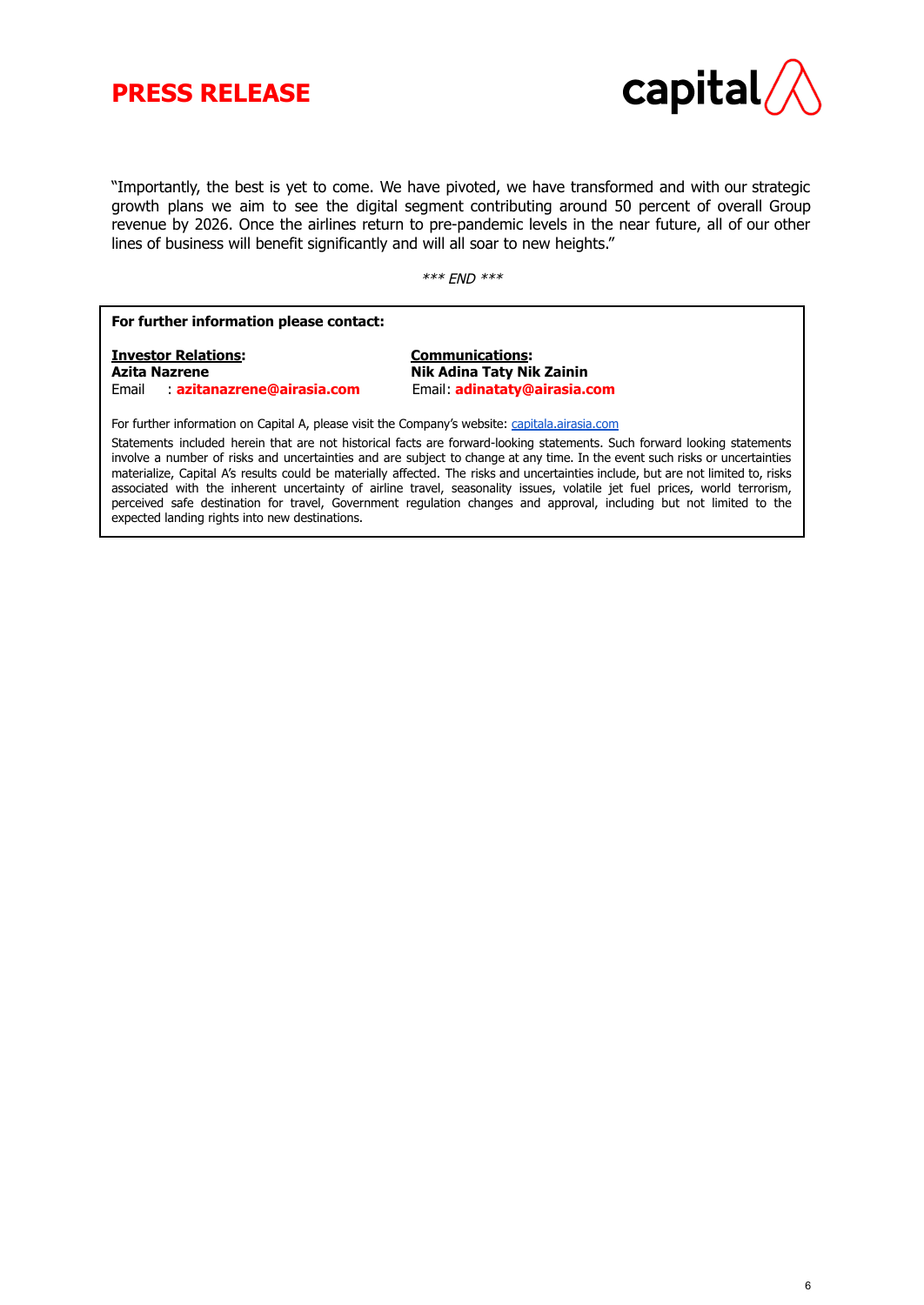"Importantly, the best is yet to come. We have pivoted, we have transformed and with our strategic growth plans we aim to see the digital segment contributing around 50 percent of overall Group revenue by 2026. Once the airlines return to pre-pandemic levels in the near future, all of our other lines of business will benefit significantly and will all soar to new heights."

*\*\*\* END \*\*\**

**For further information please contact:**

**Investor Relations:**
**Azita Nazrene**
Email : **azitanazrene@airasia.com**

**Communications:**
**Nik Adina Taty Nik Zainin**
Email: **adinataty@airasia.com**

For further information on Capital A, please visit the Company's website: capitala.airasia.com

Statements included herein that are not historical facts are forward-looking statements. Such forward looking statements involve a number of risks and uncertainties and are subject to change at any time. In the event such risks or uncertainties materialize, Capital A's results could be materially affected. The risks and uncertainties include, but are not limited to, risks associated with the inherent uncertainty of airline travel, seasonality issues, volatile jet fuel prices, world terrorism, perceived safe destination for travel, Government regulation changes and approval, including but not limited to the expected landing rights into new destinations.